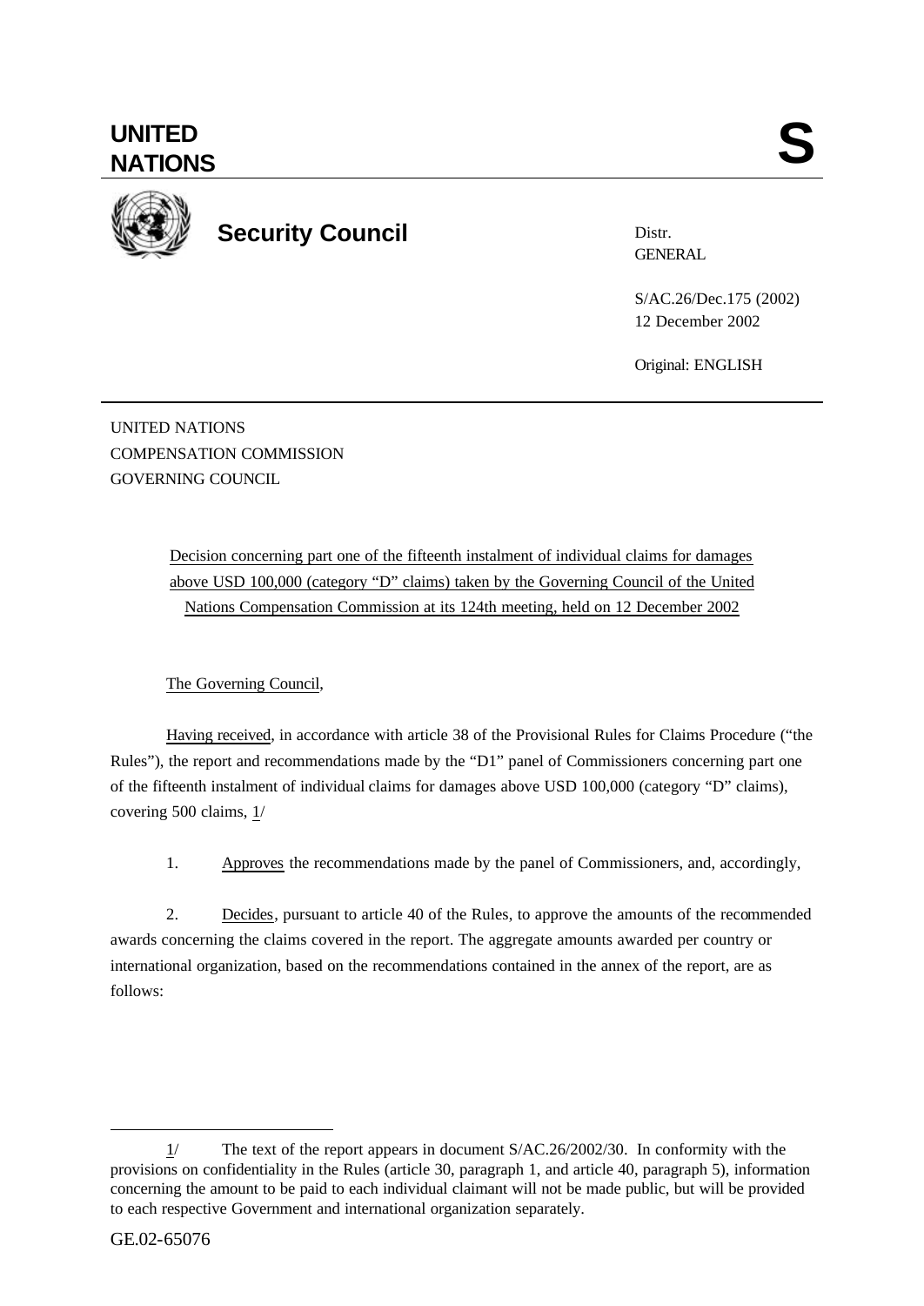# UNITED NATIONS

**S**

## Security Council

Distr.
GENERAL

S/AC.26/Dec.175 (2002)
12 December 2002

Original: ENGLISH

UNITED NATIONS
COMPENSATION COMMISSION
GOVERNING COUNCIL

Decision concerning part one of the fifteenth instalment of individual claims for damages above USD 100,000 (category "D" claims) taken by the Governing Council of the United Nations Compensation Commission at its 124th meeting, held on 12 December 2002

The Governing Council,

Having received, in accordance with article 38 of the Provisional Rules for Claims Procedure ("the Rules"), the report and recommendations made by the "D1" panel of Commissioners concerning part one of the fifteenth instalment of individual claims for damages above USD 100,000 (category "D" claims), covering 500 claims, 1/

1. Approves the recommendations made by the panel of Commissioners, and, accordingly,

2. Decides, pursuant to article 40 of the Rules, to approve the amounts of the recommended awards concerning the claims covered in the report. The aggregate amounts awarded per country or international organization, based on the recommendations contained in the annex of the report, are as follows:

---

1/ The text of the report appears in document S/AC.26/2002/30. In conformity with the provisions on confidentiality in the Rules (article 30, paragraph 1, and article 40, paragraph 5), information concerning the amount to be paid to each individual claimant will not be made public, but will be provided to each respective Government and international organization separately.

GE.02-65076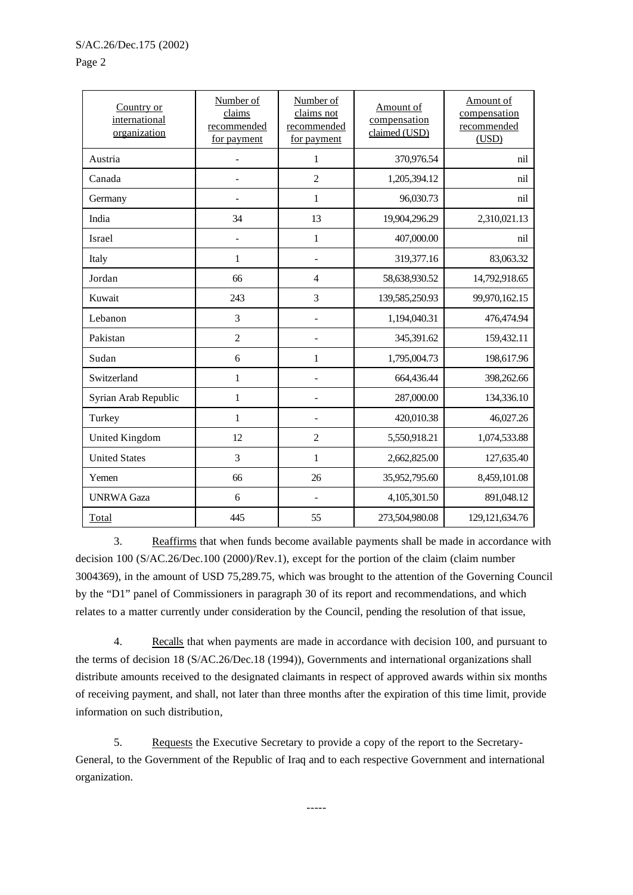| Country or international organization | Number of claims recommended for payment | Number of claims not recommended for payment | Amount of compensation claimed (USD) | Amount of compensation recommended (USD) |
|---|---|---|---|---|
| Austria | - | 1 | 370,976.54 | nil |
| Canada | - | 2 | 1,205,394.12 | nil |
| Germany | - | 1 | 96,030.73 | nil |
| India | 34 | 13 | 19,904,296.29 | 2,310,021.13 |
| Israel | - | 1 | 407,000.00 | nil |
| Italy | 1 | - | 319,377.16 | 83,063.32 |
| Jordan | 66 | 4 | 58,638,930.52 | 14,792,918.65 |
| Kuwait | 243 | 3 | 139,585,250.93 | 99,970,162.15 |
| Lebanon | 3 | - | 1,194,040.31 | 476,474.94 |
| Pakistan | 2 | - | 345,391.62 | 159,432.11 |
| Sudan | 6 | 1 | 1,795,004.73 | 198,617.96 |
| Switzerland | 1 | - | 664,436.44 | 398,262.66 |
| Syrian Arab Republic | 1 | - | 287,000.00 | 134,336.10 |
| Turkey | 1 | - | 420,010.38 | 46,027.26 |
| United Kingdom | 12 | 2 | 5,550,918.21 | 1,074,533.88 |
| United States | 3 | 1 | 2,662,825.00 | 127,635.40 |
| Yemen | 66 | 26 | 35,952,795.60 | 8,459,101.08 |
| UNRWA Gaza | 6 | - | 4,105,301.50 | 891,048.12 |
| Total | 445 | 55 | 273,504,980.08 | 129,121,634.76 |

3. Reaffirms that when funds become available payments shall be made in accordance with decision 100 (S/AC.26/Dec.100 (2000)/Rev.1), except for the portion of the claim (claim number 3004369), in the amount of USD 75,289.75, which was brought to the attention of the Governing Council by the "D1" panel of Commissioners in paragraph 30 of its report and recommendations, and which relates to a matter currently under consideration by the Council, pending the resolution of that issue,

4. Recalls that when payments are made in accordance with decision 100, and pursuant to the terms of decision 18 (S/AC.26/Dec.18 (1994)), Governments and international organizations shall distribute amounts received to the designated claimants in respect of approved awards within six months of receiving payment, and shall, not later than three months after the expiration of this time limit, provide information on such distribution,

5. Requests the Executive Secretary to provide a copy of the report to the Secretary-General, to the Government of the Republic of Iraq and to each respective Government and international organization.

-----